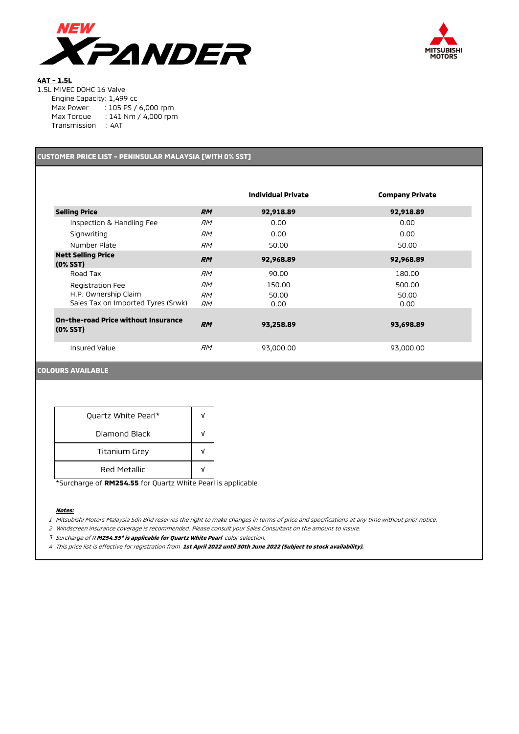# NEW XPANDER

**MITSUBISHI MOTORS**

**4AT - 1.5L**

1.5L MIVEC DOHC 16 Valve

Engine Capacity: 1,499 cc
Max Power : 105 PS / 6,000 rpm
Max Torque : 141 Nm / 4,000 rpm
Transmission : 4AT

## CUSTOMER PRICE LIST - PENINSULAR MALAYSIA [WITH 0% SST]

| | | Individual Private | Company Private |
|---|---|---|---|
| **Selling Price** | ***RM*** | **92,918.89** | **92,918.89** |
| Inspection & Handling Fee | *RM* | 0.00 | 0.00 |
| Signwriting | *RM* | 0.00 | 0.00 |
| Number Plate | *RM* | 50.00 | 50.00 |
| **Nett Selling Price (0% SST)** | ***RM*** | **92,968.89** | **92,968.89** |
| Road Tax | *RM* | 90.00 | 180.00 |
| Registration Fee | *RM* | 150.00 | 500.00 |
| H.P. Ownership Claim | *RM* | 50.00 | 50.00 |
| Sales Tax on Imported Tyres (Srwk) | *RM* | 0.00 | 0.00 |
| **On-the-road Price without Insurance (0% SST)** | ***RM*** | **93,258.89** | **93,698.89** |
| Insured Value | *RM* | 93,000.00 | 93,000.00 |

## COLOURS AVAILABLE

| Colour | |
|---|---|
| Quartz White Pearl* | √ |
| Diamond Black | √ |
| Titanium Grey | √ |
| Red Metallic | √ |

*Surcharge of **RM254.55** for Quartz White Pearl is applicable

***Notes:***

1. *Mitsubishi Motors Malaysia Sdn Bhd reserves the right to make changes in terms of price and specifications at any time without prior notice.*
2. *Windscreen insurance coverage is recommended. Please consult your Sales Consultant on the amount to insure.*
3. *Surcharge of R **M254.55* is applicable for Quartz White Pearl** color selection.*
4. *This price list is effective for registration from **1st April 2022 until 30th June 2022 (Subject to stock availability).***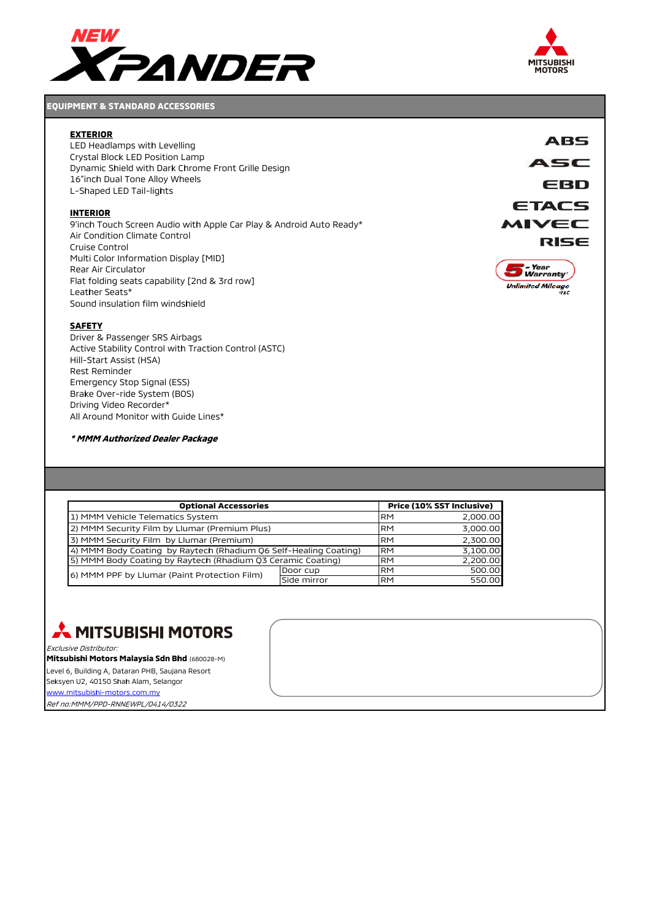# NEW XPANDER

MITSUBISHI MOTORS

## EQUIPMENT & STANDARD ACCESSORIES

**EXTERIOR**

LED Headlamps with Levelling
Crystal Block LED Position Lamp
Dynamic Shield with Dark Chrome Front Grille Design
16"inch Dual Tone Alloy Wheels
L-Shaped LED Tail-lights

**INTERIOR**

9'inch Touch Screen Audio with Apple Car Play & Android Auto Ready*
Air Condition Climate Control
Cruise Control
Multi Color Information Display [MID]
Rear Air Circulator
Flat folding seats capability [2nd & 3rd row]
Leather Seats*
Sound insulation film windshield

**SAFETY**

Driver & Passenger SRS Airbags
Active Stability Control with Traction Control (ASTC)
Hill-Start Assist (HSA)
Rest Reminder
Emergency Stop Signal (ESS)
Brake Over-ride System (BOS)
Driving Video Recorder*
All Around Monitor with Guide Lines*

***\* MMM Authorized Dealer Package***

ABS
ASC
EBD
ETACS
MIVEC
RISE

5-Year Warranty
Unlimited Mileage

| Optional Accessories | | Price (10% SST Inclusive) | |
|---|---|---|---|
| 1) MMM Vehicle Telematics System | | RM | 2,000.00 |
| 2) MMM Security Film by Llumar (Premium Plus) | | RM | 3,000.00 |
| 3) MMM Security Film by Llumar (Premium) | | RM | 2,300.00 |
| 4) MMM Body Coating by Raytech (Rhadium Q6 Self-Healing Coating) | | RM | 3,100.00 |
| 5) MMM Body Coating by Raytech (Rhadium Q3 Ceramic Coating) | | RM | 2,200.00 |
| 6) MMM PPF by Llumar (Paint Protection Film) | Door cup | RM | 500.00 |
| | Side mirror | RM | 550.00 |

**MITSUBISHI MOTORS**

*Exclusive Distributor:*
**Mitsubishi Motors Malaysia Sdn Bhd** (680028-M)
Level 6, Building A, Dataran PHB, Saujana Resort
Seksyen U2, 40150 Shah Alam, Selangor
www.mitsubishi-motors.com.my
*Ref no:MMM/PPD-RNNEWPL/0414/0322*